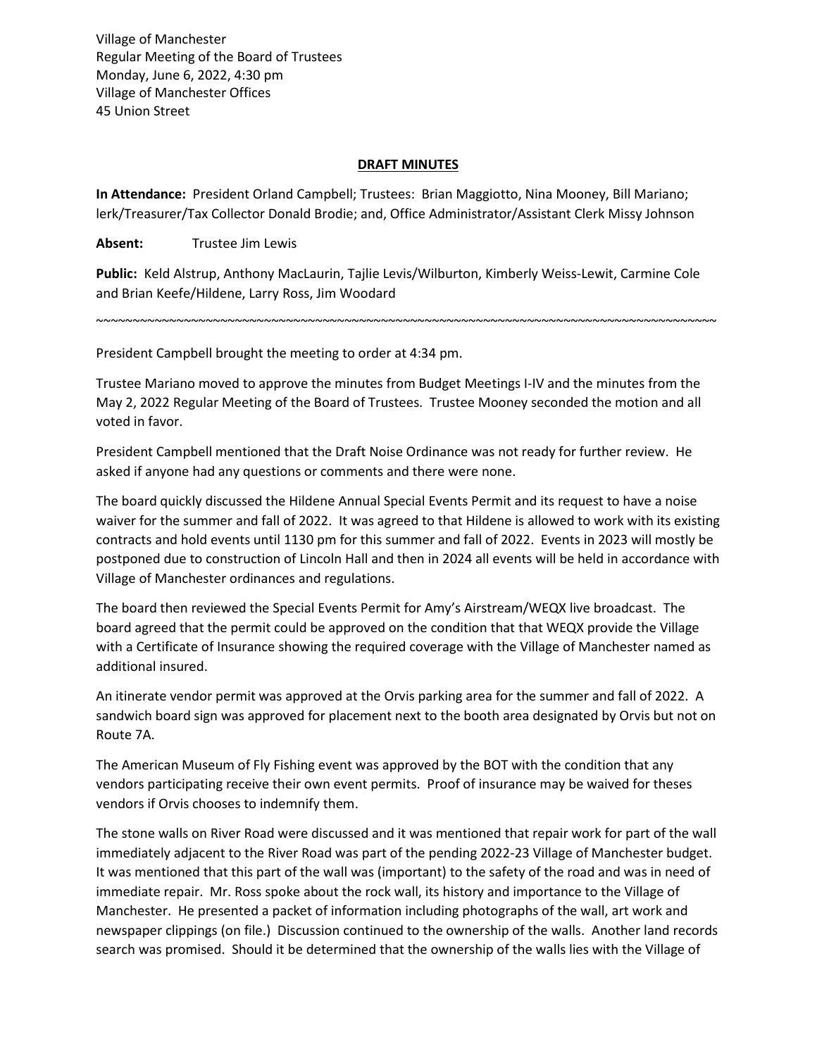Village of Manchester
Regular Meeting of the Board of Trustees
Monday, June 6, 2022, 4:30 pm
Village of Manchester Offices
45 Union Street

**DRAFT MINUTES**

**In Attendance:** President Orland Campbell; Trustees: Brian Maggiotto, Nina Mooney, Bill Mariano; lerk/Treasurer/Tax Collector Donald Brodie; and, Office Administrator/Assistant Clerk Missy Johnson

**Absent:** Trustee Jim Lewis

**Public:** Keld Alstrup, Anthony MacLaurin, Tajlie Levis/Wilburton, Kimberly Weiss-Lewit, Carmine Cole and Brian Keefe/Hildene, Larry Ross, Jim Woodard

~~~~~~~~~~~~~~~~~~~~~~~~~~~~~~~~~~~~~~~~~~~~~~~~~~~~~~~~~~~~~~~~~~~~~~~~~~~~~~~~~~~~

President Campbell brought the meeting to order at 4:34 pm.

Trustee Mariano moved to approve the minutes from Budget Meetings I-IV and the minutes from the May 2, 2022 Regular Meeting of the Board of Trustees. Trustee Mooney seconded the motion and all voted in favor.

President Campbell mentioned that the Draft Noise Ordinance was not ready for further review. He asked if anyone had any questions or comments and there were none.

The board quickly discussed the Hildene Annual Special Events Permit and its request to have a noise waiver for the summer and fall of 2022. It was agreed to that Hildene is allowed to work with its existing contracts and hold events until 1130 pm for this summer and fall of 2022. Events in 2023 will mostly be postponed due to construction of Lincoln Hall and then in 2024 all events will be held in accordance with Village of Manchester ordinances and regulations.

The board then reviewed the Special Events Permit for Amy's Airstream/WEQX live broadcast. The board agreed that the permit could be approved on the condition that that WEQX provide the Village with a Certificate of Insurance showing the required coverage with the Village of Manchester named as additional insured.

An itinerate vendor permit was approved at the Orvis parking area for the summer and fall of 2022. A sandwich board sign was approved for placement next to the booth area designated by Orvis but not on Route 7A.

The American Museum of Fly Fishing event was approved by the BOT with the condition that any vendors participating receive their own event permits. Proof of insurance may be waived for theses vendors if Orvis chooses to indemnify them.

The stone walls on River Road were discussed and it was mentioned that repair work for part of the wall immediately adjacent to the River Road was part of the pending 2022-23 Village of Manchester budget. It was mentioned that this part of the wall was (important) to the safety of the road and was in need of immediate repair. Mr. Ross spoke about the rock wall, its history and importance to the Village of Manchester. He presented a packet of information including photographs of the wall, art work and newspaper clippings (on file.) Discussion continued to the ownership of the walls. Another land records search was promised. Should it be determined that the ownership of the walls lies with the Village of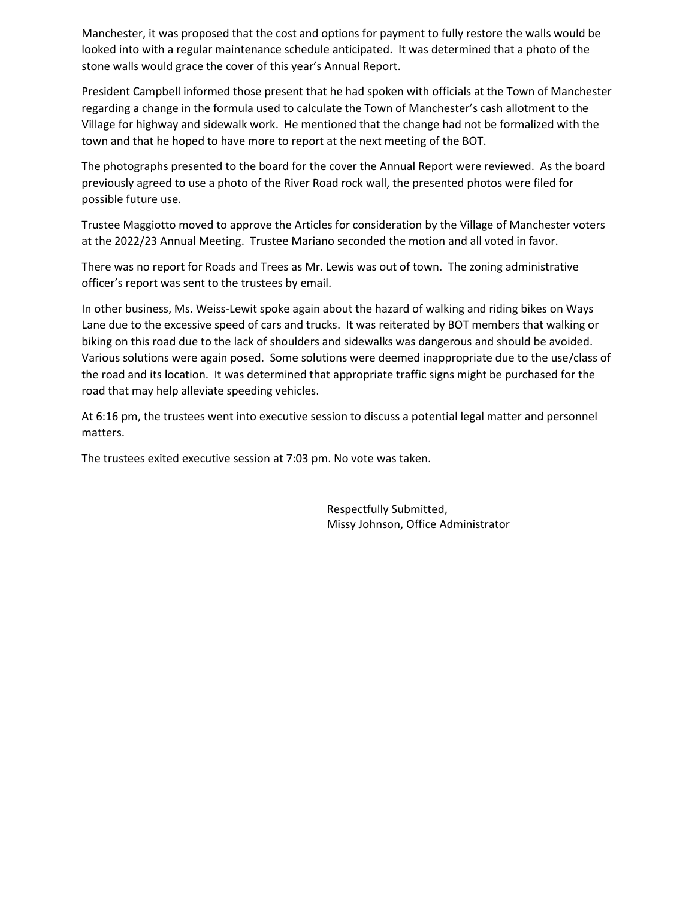Manchester, it was proposed that the cost and options for payment to fully restore the walls would be looked into with a regular maintenance schedule anticipated. It was determined that a photo of the stone walls would grace the cover of this year's Annual Report.

President Campbell informed those present that he had spoken with officials at the Town of Manchester regarding a change in the formula used to calculate the Town of Manchester's cash allotment to the Village for highway and sidewalk work. He mentioned that the change had not be formalized with the town and that he hoped to have more to report at the next meeting of the BOT.

The photographs presented to the board for the cover the Annual Report were reviewed. As the board previously agreed to use a photo of the River Road rock wall, the presented photos were filed for possible future use.

Trustee Maggiotto moved to approve the Articles for consideration by the Village of Manchester voters at the 2022/23 Annual Meeting. Trustee Mariano seconded the motion and all voted in favor.

There was no report for Roads and Trees as Mr. Lewis was out of town. The zoning administrative officer's report was sent to the trustees by email.

In other business, Ms. Weiss-Lewit spoke again about the hazard of walking and riding bikes on Ways Lane due to the excessive speed of cars and trucks. It was reiterated by BOT members that walking or biking on this road due to the lack of shoulders and sidewalks was dangerous and should be avoided. Various solutions were again posed. Some solutions were deemed inappropriate due to the use/class of the road and its location. It was determined that appropriate traffic signs might be purchased for the road that may help alleviate speeding vehicles.

At 6:16 pm, the trustees went into executive session to discuss a potential legal matter and personnel matters.

The trustees exited executive session at 7:03 pm. No vote was taken.

Respectfully Submitted,
Missy Johnson, Office Administrator